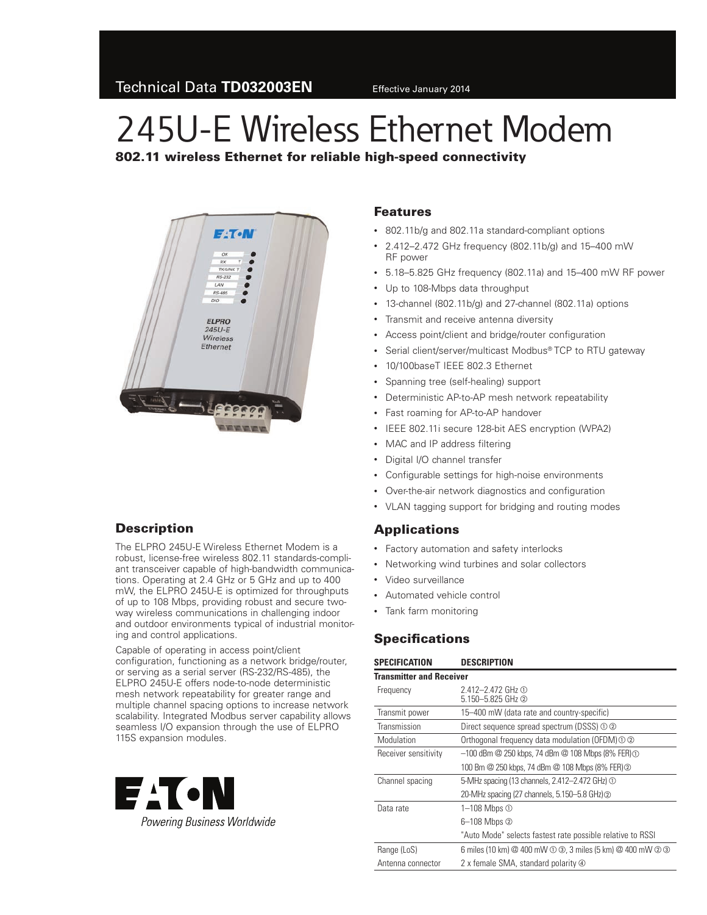Technical Data **TD032003EN** Effective January 2014

# 245U-E Wireless Ethernet Modem

**802.11 wireless Ethernet for reliable high-speed connectivity**

## Description

The ELPRO 245U-E Wireless Ethernet Modem is a robust, license-free wireless 802.11 standards-compliant transceiver capable of high-bandwidth communications. Operating at 2.4 GHz or 5 GHz and up to 400 mW, the ELPRO 245U-E is optimized for throughputs of up to 108 Mbps, providing robust and secure two-way wireless communications in challenging indoor and outdoor environments typical of industrial monitoring and control applications.

Capable of operating in access point/client configuration, functioning as a network bridge/router, or serving as a serial server (RS-232/RS-485), the ELPRO 245U-E offers node-to-node deterministic mesh network repeatability for greater range and multiple channel spacing options to increase network scalability. Integrated Modbus server capability allows seamless I/O expansion through the use of ELPRO 115S expansion modules.

## Features

- 802.11b/g and 802.11a standard-compliant options
- 2.412–2.472 GHz frequency (802.11b/g) and 15–400 mW RF power
- 5.18–5.825 GHz frequency (802.11a) and 15–400 mW RF power
- Up to 108-Mbps data throughput
- 13-channel (802.11b/g) and 27-channel (802.11a) options
- Transmit and receive antenna diversity
- Access point/client and bridge/router configuration
- Serial client/server/multicast Modbus® TCP to RTU gateway
- 10/100baseT IEEE 802.3 Ethernet
- Spanning tree (self-healing) support
- Deterministic AP-to-AP mesh network repeatability
- Fast roaming for AP-to-AP handover
- IEEE 802.11i secure 128-bit AES encryption (WPA2)
- MAC and IP address filtering
- Digital I/O channel transfer
- Configurable settings for high-noise environments
- Over-the-air network diagnostics and configuration
- VLAN tagging support for bridging and routing modes

## Applications

- Factory automation and safety interlocks
- Networking wind turbines and solar collectors
- Video surveillance
- Automated vehicle control
- Tank farm monitoring

## Specifications

| SPECIFICATION | DESCRIPTION |
| --- | --- |
| **Transmitter and Receiver** | |
| Frequency | 2.412–2.472 GHz ① <br> 5.150–5.825 GHz ② |
| Transmit power | 15–400 mW (data rate and country-specific) |
| Transmission | Direct sequence spread spectrum (DSSS) ① ② |
| Modulation | Orthogonal frequency data modulation (OFDM) ① ② |
| Receiver sensitivity | –100 dBm @ 250 kbps, 74 dBm @ 108 Mbps (8% FER) ① |
| | 100 Bm @ 250 kbps, 74 dBm @ 108 Mbps (8% FER) ② |
| Channel spacing | 5-MHz spacing (13 channels, 2.412–2.472 GHz) ① |
| | 20-MHz spacing (27 channels, 5.150–5.8 GHz) ② |
| Data rate | 1–108 Mbps ① |
| | 6–108 Mbps ② |
| | "Auto Mode" selects fastest rate possible relative to RSSI |
| Range (LoS) | 6 miles (10 km) @ 400 mW ① ③, 3 miles (5 km) @ 400 mW ② ③ |
| Antenna connector | 2 x female SMA, standard polarity ④ |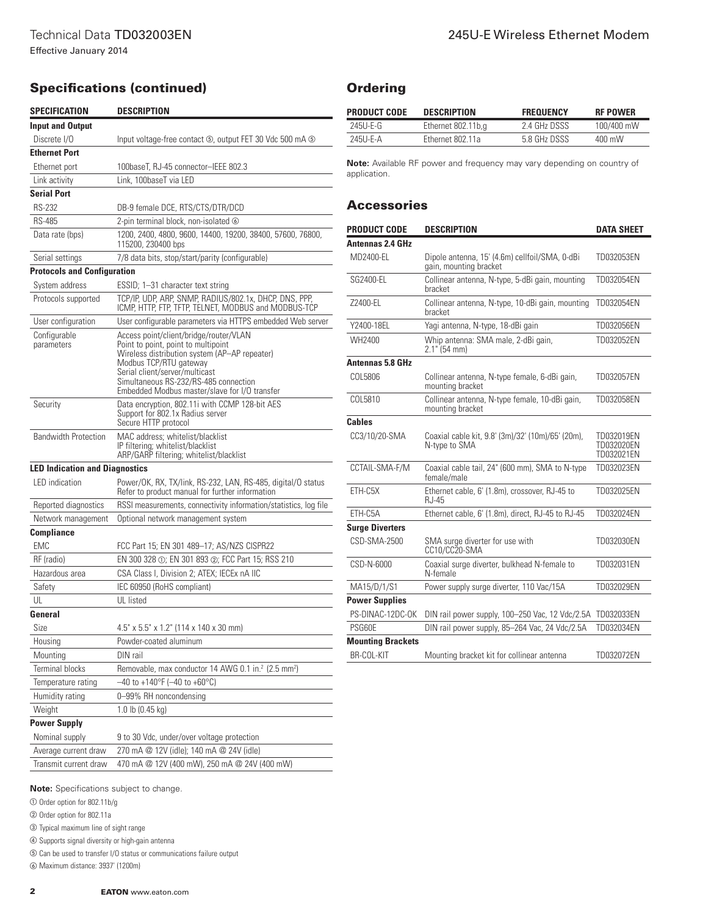## Specifications (continued)

| SPECIFICATION | DESCRIPTION |
| --- | --- |
| **Input and Output** | |
| Discrete I/O | Input voltage-free contact ⑤, output FET 30 Vdc 500 mA ⑤ |
| **Ethernet Port** | |
| Ethernet port | 100baseT, RJ-45 connector–IEEE 802.3 |
| Link activity | Link, 100baseT via LED |
| **Serial Port** | |
| RS-232 | DB-9 female DCE, RTS/CTS/DTR/DCD |
| RS-485 | 2-pin terminal block, non-isolated ⑥ |
| Data rate (bps) | 1200, 2400, 4800, 9600, 14400, 19200, 38400, 57600, 76800, 115200, 230400 bps |
| Serial settings | 7/8 data bits, stop/start/parity (configurable) |
| **Protocols and Configuration** | |
| System address | ESSID; 1–31 character text string |
| Protocols supported | TCP/IP, UDP, ARP, SNMP, RADIUS/802.1x, DHCP, DNS, PPP, ICMP, HTTP, FTP, TFTP, TELNET, MODBUS and MODBUS-TCP |
| User configuration | User configurable parameters via HTTPS embedded Web server |
| Configurable parameters | Access point/client/bridge/router/VLAN<br>Point to point, point to multipoint<br>Wireless distribution system (AP–AP repeater)<br>Modbus TCP/RTU gateway<br>Serial client/server/multicast<br>Simultaneous RS-232/RS-485 connection<br>Embedded Modbus master/slave for I/O transfer |
| Security | Data encryption, 802.11i with CCMP 128-bit AES<br>Support for 802.1x Radius server<br>Secure HTTP protocol |
| Bandwidth Protection | MAC address; whitelist/blacklist<br>IP filtering; whitelist/blacklist<br>ARP/GARP filtering; whitelist/blacklist |
| **LED Indication and Diagnostics** | |
| LED indication | Power/OK, RX, TX/link, RS-232, LAN, RS-485, digital/O status<br>Refer to product manual for further information |
| Reported diagnostics | RSSI measurements, connectivity information/statistics, log file |
| Network management | Optional network management system |
| **Compliance** | |
| EMC | FCC Part 15; EN 301 489–17; AS/NZS CISPR22 |
| RF (radio) | EN 300 328 ①; EN 301 893 ②; FCC Part 15; RSS 210 |
| Hazardous area | CSA Class I, Division 2; ATEX; IECEx nA IIC |
| Safety | IEC 60950 (RoHS compliant) |
| UL | UL listed |
| **General** | |
| Size | 4.5" x 5.5" x 1.2" (114 x 140 x 30 mm) |
| Housing | Powder-coated aluminum |
| Mounting | DIN rail |
| Terminal blocks | Removable, max conductor 14 AWG 0.1 in.$^2$ (2.5 mm$^2$) |
| Temperature rating | –40 to +140°F (–40 to +60°C) |
| Humidity rating | 0–99% RH noncondensing |
| Weight | 1.0 lb (0.45 kg) |
| **Power Supply** | |
| Nominal supply | 9 to 30 Vdc, under/over voltage protection |
| Average current draw | 270 mA @ 12V (idle); 140 mA @ 24V (idle) |
| Transmit current draw | 470 mA @ 12V (400 mW), 250 mA @ 24V (400 mW) |

**Note:** Specifications subject to change.

① Order option for 802.11b/g

② Order option for 802.11a

③ Typical maximum line of sight range

④ Supports signal diversity or high-gain antenna

⑤ Can be used to transfer I/O status or communications failure output

⑥ Maximum distance: 3937' (1200m)

## Ordering

| PRODUCT CODE | DESCRIPTION | FREQUENCY | RF POWER |
| --- | --- | --- | --- |
| 245U-E-G | Ethernet 802.11b,g | 2.4 GHz DSSS | 100/400 mW |
| 245U-E-A | Ethernet 802.11a | 5.8 GHz DSSS | 400 mW |

**Note:** Available RF power and frequency may vary depending on country of application.

## Accessories

| PRODUCT CODE | DESCRIPTION | DATA SHEET |
| --- | --- | --- |
| **Antennas 2.4 GHz** | | |
| MD2400-EL | Dipole antenna, 15' (4.6m) cellfoil/SMA, 0-dBi gain, mounting bracket | TD032053EN |
| SG2400-EL | Collinear antenna, N-type, 5-dBi gain, mounting bracket | TD032054EN |
| Z2400-EL | Collinear antenna, N-type, 10-dBi gain, mounting bracket | TD032054EN |
| Y2400-18EL | Yagi antenna, N-type, 18-dBi gain | TD032056EN |
| WH2400 | Whip antenna: SMA male, 2-dBi gain, 2.1" (54 mm) | TD032052EN |
| **Antennas 5.8 GHz** | | |
| COL5806 | Collinear antenna, N-type female, 6-dBi gain, mounting bracket | TD032057EN |
| COL5810 | Collinear antenna, N-type female, 10-dBi gain, mounting bracket | TD032058EN |
| **Cables** | | |
| CC3/10/20-SMA | Coaxial cable kit, 9.8' (3m)/32' (10m)/65' (20m), N-type to SMA | TD032019EN<br>TD032020EN<br>TD032021EN |
| CCTAIL-SMA-F/M | Coaxial cable tail, 24" (600 mm), SMA to N-type female/male | TD032023EN |
| ETH-C5X | Ethernet cable, 6' (1.8m), crossover, RJ-45 to RJ-45 | TD032025EN |
| ETH-C5A | Ethernet cable, 6' (1.8m), direct, RJ-45 to RJ-45 | TD032024EN |
| **Surge Diverters** | | |
| CSD-SMA-2500 | SMA surge diverter for use with CC10/CC20-SMA | TD032030EN |
| CSD-N-6000 | Coaxial surge diverter, bulkhead N-female to N-female | TD032031EN |
| MA15/D/1/S1 | Power supply surge diverter, 110 Vac/15A | TD032029EN |
| **Power Supplies** | | |
| PS-DINAC-12DC-OK | DIN rail power supply, 100–250 Vac, 12 Vdc/2.5A | TD032033EN |
| PSG60E | DIN rail power supply, 85–264 Vac, 24 Vdc/2.5A | TD032034EN |
| **Mounting Brackets** | | |
| BR-COL-KIT | Mounting bracket kit for collinear antenna | TD032072EN |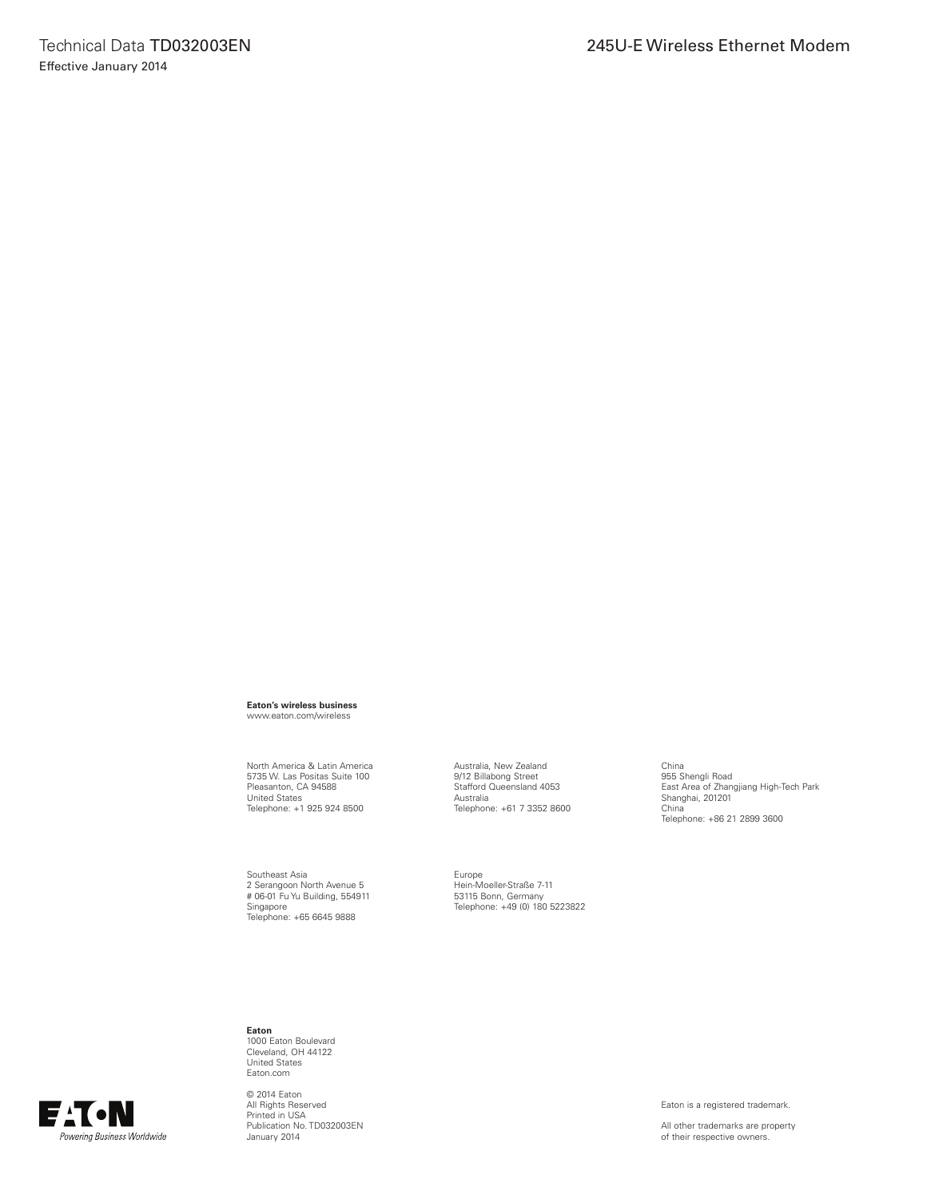**Eaton's wireless business**
www.eaton.com/wireless

North America & Latin America
5735 W. Las Positas Suite 100
Pleasanton, CA 94588
United States
Telephone: +1 925 924 8500

Australia, New Zealand
9/12 Billabong Street
Stafford Queensland 4053
Australia
Telephone: +61 7 3352 8600

China
955 Shengli Road
East Area of Zhangjiang High-Tech Park
Shanghai, 201201
China
Telephone: +86 21 2899 3600

Southeast Asia
2 Serangoon North Avenue 5
# 06-01 Fu Yu Building, 554911
Singapore
Telephone: +65 6645 9888

Europe
Hein-Moeller-Straße 7-11
53115 Bonn, Germany
Telephone: +49 (0) 180 5223822

**Eaton**
1000 Eaton Boulevard
Cleveland, OH 44122
United States
Eaton.com

© 2014 Eaton
All Rights Reserved
Printed in USA
Publication No. TD032003EN
January 2014

EATON
*Powering Business Worldwide*

Eaton is a registered trademark.

All other trademarks are property of their respective owners.